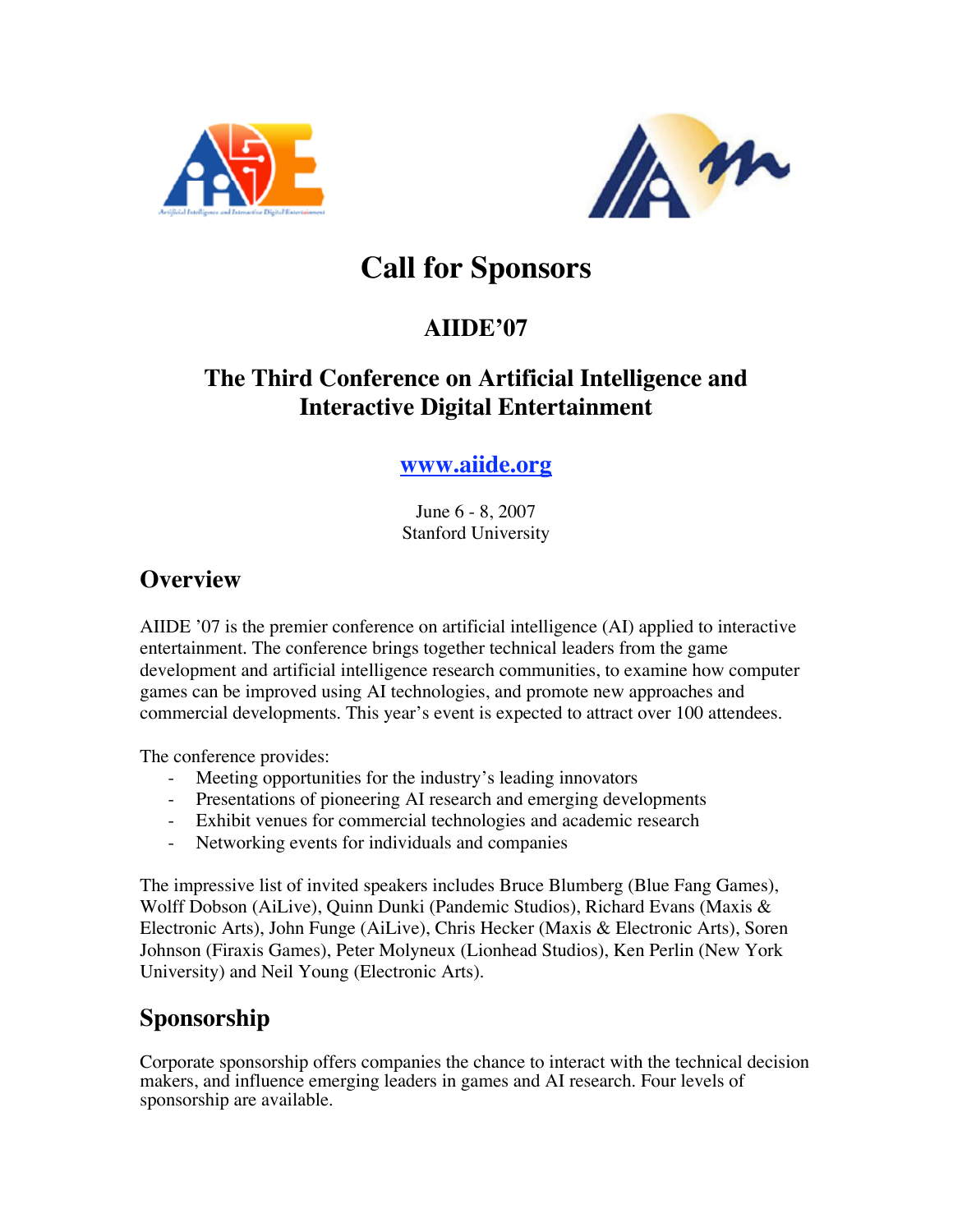# Call for Sponsors

## AIIDE'07

## The Third Conference on Artificial Intelligence and Interactive Digital Entertainment

**www.aiide.org**

June 6 - 8, 2007
Stanford University

## Overview

AIIDE '07 is the premier conference on artificial intelligence (AI) applied to interactive entertainment. The conference brings together technical leaders from the game development and artificial intelligence research communities, to examine how computer games can be improved using AI technologies, and promote new approaches and commercial developments. This year's event is expected to attract over 100 attendees.

The conference provides:

- Meeting opportunities for the industry's leading innovators
- Presentations of pioneering AI research and emerging developments
- Exhibit venues for commercial technologies and academic research
- Networking events for individuals and companies

The impressive list of invited speakers includes Bruce Blumberg (Blue Fang Games), Wolff Dobson (AiLive), Quinn Dunki (Pandemic Studios), Richard Evans (Maxis & Electronic Arts), John Funge (AiLive), Chris Hecker (Maxis & Electronic Arts), Soren Johnson (Firaxis Games), Peter Molyneux (Lionhead Studios), Ken Perlin (New York University) and Neil Young (Electronic Arts).

## Sponsorship

Corporate sponsorship offers companies the chance to interact with the technical decision makers, and influence emerging leaders in games and AI research. Four levels of sponsorship are available.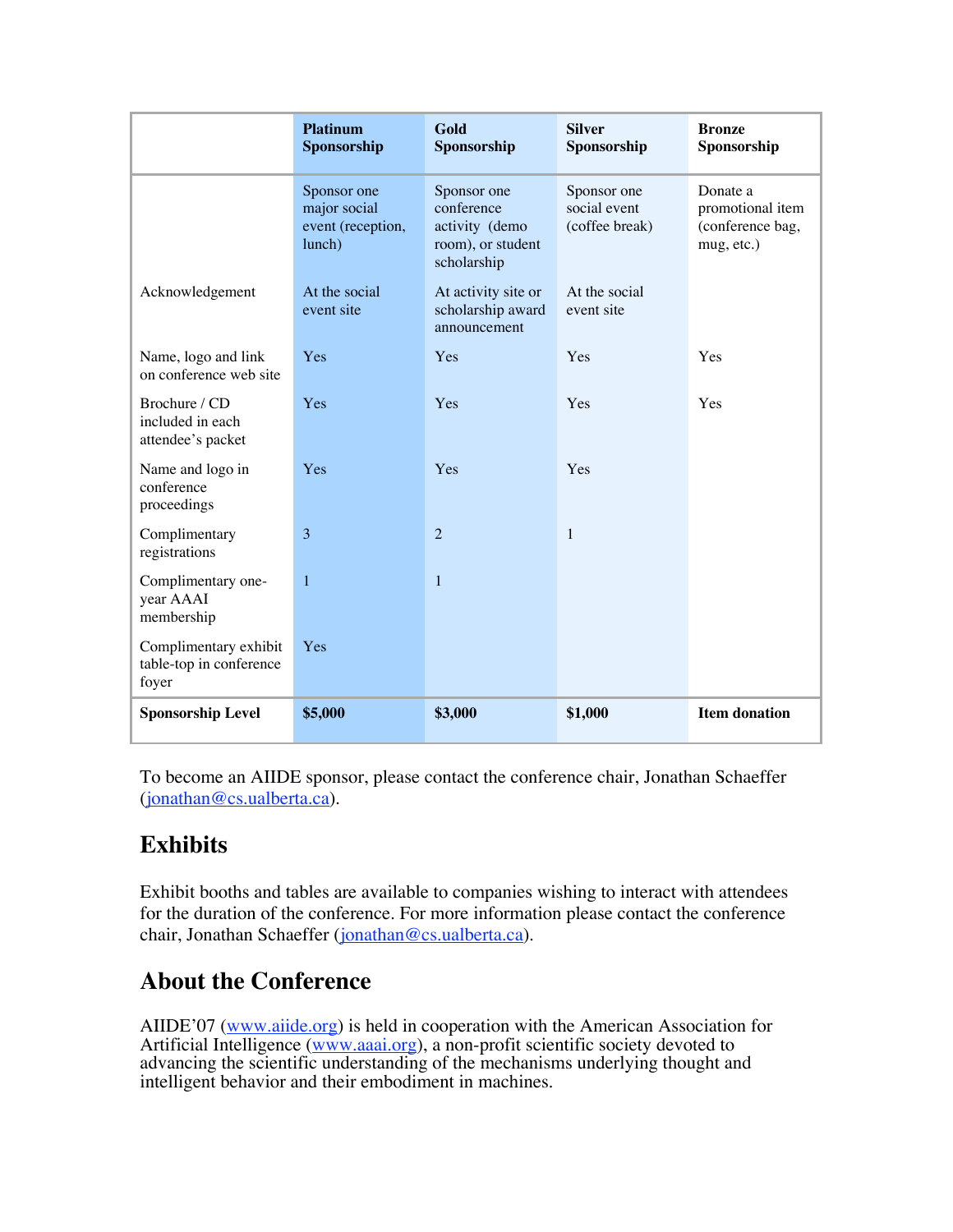| | Platinum Sponsorship | Gold Sponsorship | Silver Sponsorship | Bronze Sponsorship |
|---|---|---|---|---|
| | Sponsor one major social event (reception, lunch) | Sponsor one conference activity (demo room), or student scholarship | Sponsor one social event (coffee break) | Donate a promotional item (conference bag, mug, etc.) |
| Acknowledgement | At the social event site | At activity site or scholarship award announcement | At the social event site | |
| Name, logo and link on conference web site | Yes | Yes | Yes | Yes |
| Brochure / CD included in each attendee's packet | Yes | Yes | Yes | Yes |
| Name and logo in conference proceedings | Yes | Yes | Yes | |
| Complimentary registrations | 3 | 2 | 1 | |
| Complimentary one-year AAAI membership | 1 | 1 | | |
| Complimentary exhibit table-top in conference foyer | Yes | | | |
| **Sponsorship Level** | **$5,000** | **$3,000** | **$1,000** | **Item donation** |

To become an AIIDE sponsor, please contact the conference chair, Jonathan Schaeffer (jonathan@cs.ualberta.ca).

## Exhibits

Exhibit booths and tables are available to companies wishing to interact with attendees for the duration of the conference. For more information please contact the conference chair, Jonathan Schaeffer (jonathan@cs.ualberta.ca).

## About the Conference

AIIDE'07 (www.aiide.org) is held in cooperation with the American Association for Artificial Intelligence (www.aaai.org), a non-profit scientific society devoted to advancing the scientific understanding of the mechanisms underlying thought and intelligent behavior and their embodiment in machines.